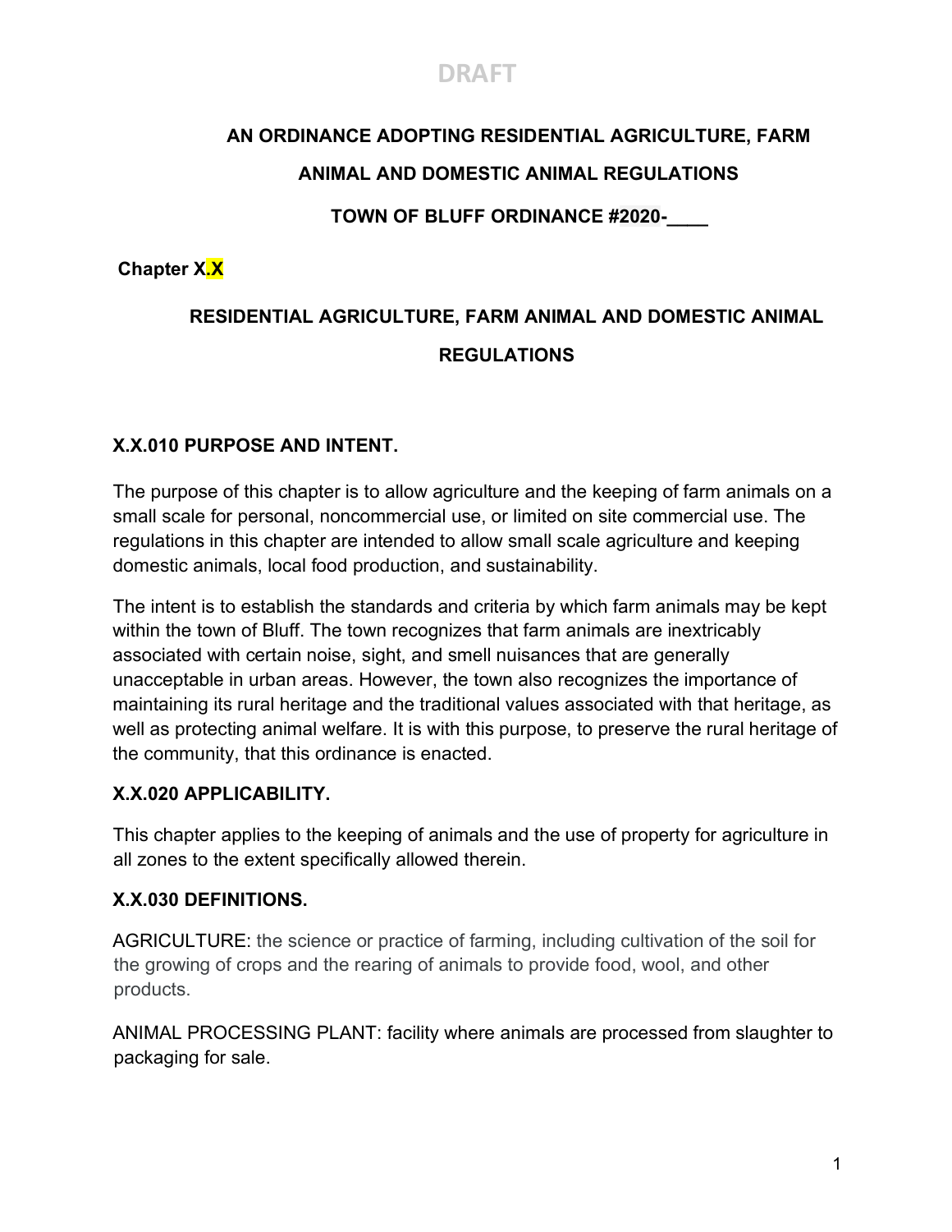DRAFT

**AN ORDINANCE ADOPTING RESIDENTIAL AGRICULTURE, FARM ANIMAL AND DOMESTIC ANIMAL REGULATIONS**

**TOWN OF BLUFF ORDINANCE #2020-____**

**Chapter X.X**

**RESIDENTIAL AGRICULTURE, FARM ANIMAL AND DOMESTIC ANIMAL REGULATIONS**

### X.X.010 PURPOSE AND INTENT.

The purpose of this chapter is to allow agriculture and the keeping of farm animals on a small scale for personal, noncommercial use, or limited on site commercial use. The regulations in this chapter are intended to allow small scale agriculture and keeping domestic animals, local food production, and sustainability.

The intent is to establish the standards and criteria by which farm animals may be kept within the town of Bluff. The town recognizes that farm animals are inextricably associated with certain noise, sight, and smell nuisances that are generally unacceptable in urban areas. However, the town also recognizes the importance of maintaining its rural heritage and the traditional values associated with that heritage, as well as protecting animal welfare. It is with this purpose, to preserve the rural heritage of the community, that this ordinance is enacted.

### X.X.020 APPLICABILITY.

This chapter applies to the keeping of animals and the use of property for agriculture in all zones to the extent specifically allowed therein.

### X.X.030 DEFINITIONS.

AGRICULTURE: the science or practice of farming, including cultivation of the soil for the growing of crops and the rearing of animals to provide food, wool, and other products.

ANIMAL PROCESSING PLANT: facility where animals are processed from slaughter to packaging for sale.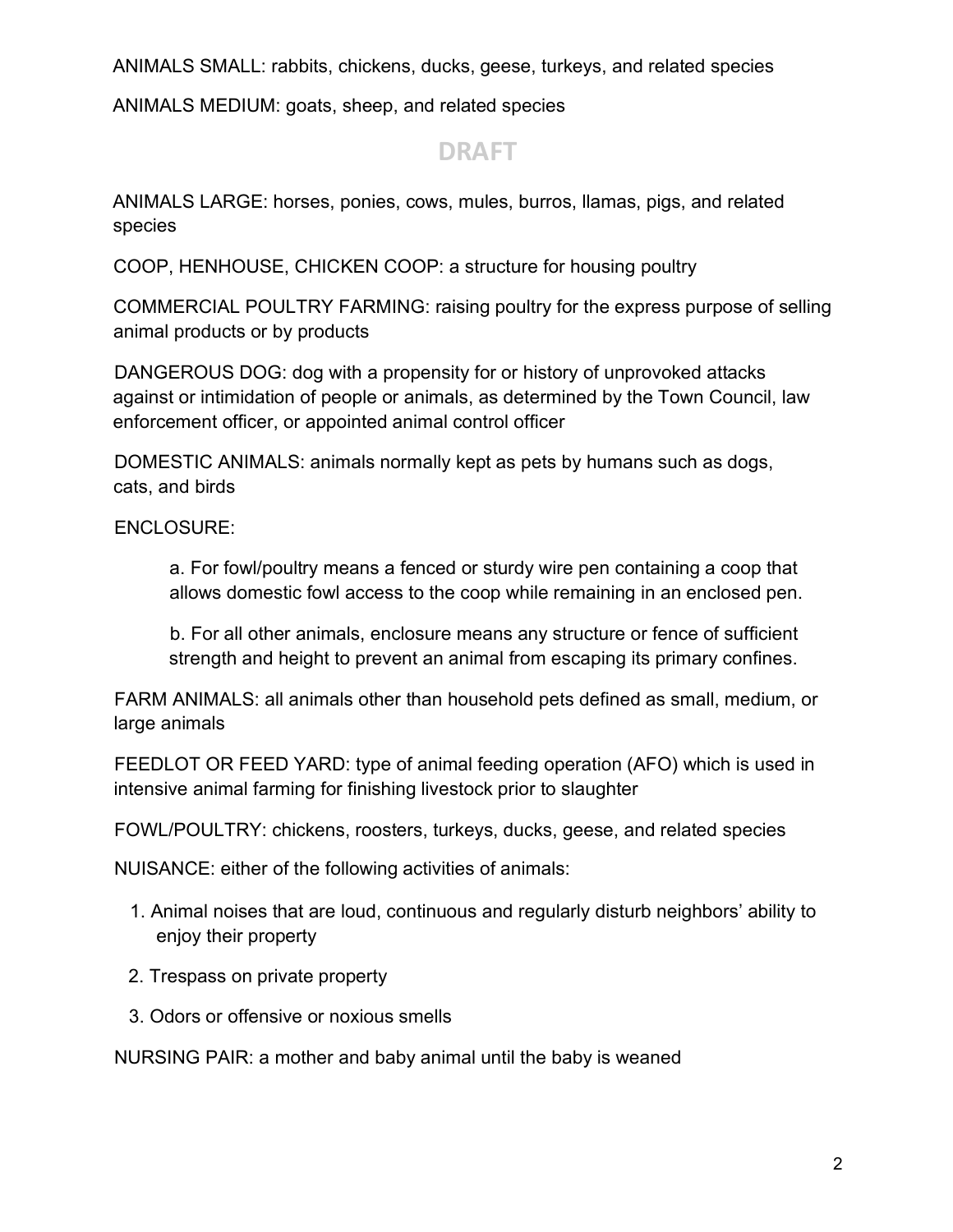ANIMALS SMALL: rabbits, chickens, ducks, geese, turkeys, and related species

ANIMALS MEDIUM: goats, sheep, and related species

DRAFT

ANIMALS LARGE: horses, ponies, cows, mules, burros, llamas, pigs, and related species

COOP, HENHOUSE, CHICKEN COOP: a structure for housing poultry

COMMERCIAL POULTRY FARMING: raising poultry for the express purpose of selling animal products or by products

DANGEROUS DOG: dog with a propensity for or history of unprovoked attacks against or intimidation of people or animals, as determined by the Town Council, law enforcement officer, or appointed animal control officer

DOMESTIC ANIMALS: animals normally kept as pets by humans such as dogs, cats, and birds

ENCLOSURE:

a. For fowl/poultry means a fenced or sturdy wire pen containing a coop that allows domestic fowl access to the coop while remaining in an enclosed pen.

b. For all other animals, enclosure means any structure or fence of sufficient strength and height to prevent an animal from escaping its primary confines.

FARM ANIMALS: all animals other than household pets defined as small, medium, or large animals

FEEDLOT OR FEED YARD: type of animal feeding operation (AFO) which is used in intensive animal farming for finishing livestock prior to slaughter

FOWL/POULTRY: chickens, roosters, turkeys, ducks, geese, and related species

NUISANCE: either of the following activities of animals:

1. Animal noises that are loud, continuous and regularly disturb neighbors' ability to enjoy their property
2. Trespass on private property
3. Odors or offensive or noxious smells

NURSING PAIR: a mother and baby animal until the baby is weaned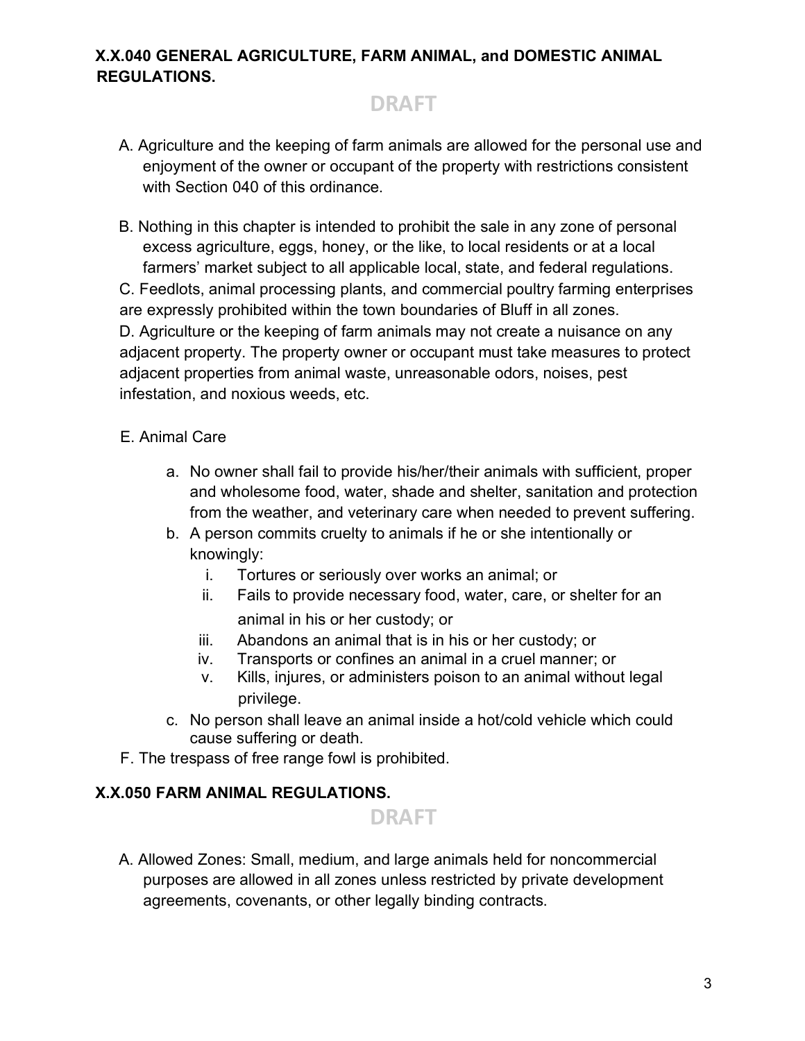**X.X.040 GENERAL AGRICULTURE, FARM ANIMAL, and DOMESTIC ANIMAL REGULATIONS.**

DRAFT

A. Agriculture and the keeping of farm animals are allowed for the personal use and enjoyment of the owner or occupant of the property with restrictions consistent with Section 040 of this ordinance.

B. Nothing in this chapter is intended to prohibit the sale in any zone of personal excess agriculture, eggs, honey, or the like, to local residents or at a local farmers' market subject to all applicable local, state, and federal regulations.

C. Feedlots, animal processing plants, and commercial poultry farming enterprises are expressly prohibited within the town boundaries of Bluff in all zones.

D. Agriculture or the keeping of farm animals may not create a nuisance on any adjacent property. The property owner or occupant must take measures to protect adjacent properties from animal waste, unreasonable odors, noises, pest infestation, and noxious weeds, etc.

E. Animal Care

- a. No owner shall fail to provide his/her/their animals with sufficient, proper and wholesome food, water, shade and shelter, sanitation and protection from the weather, and veterinary care when needed to prevent suffering.
- b. A person commits cruelty to animals if he or she intentionally or knowingly:
  - i. Tortures or seriously over works an animal; or
  - ii. Fails to provide necessary food, water, care, or shelter for an animal in his or her custody; or
  - iii. Abandons an animal that is in his or her custody; or
  - iv. Transports or confines an animal in a cruel manner; or
  - v. Kills, injures, or administers poison to an animal without legal privilege.
- c. No person shall leave an animal inside a hot/cold vehicle which could cause suffering or death.

F. The trespass of free range fowl is prohibited.

**X.X.050 FARM ANIMAL REGULATIONS.**

DRAFT

A. Allowed Zones: Small, medium, and large animals held for noncommercial purposes are allowed in all zones unless restricted by private development agreements, covenants, or other legally binding contracts.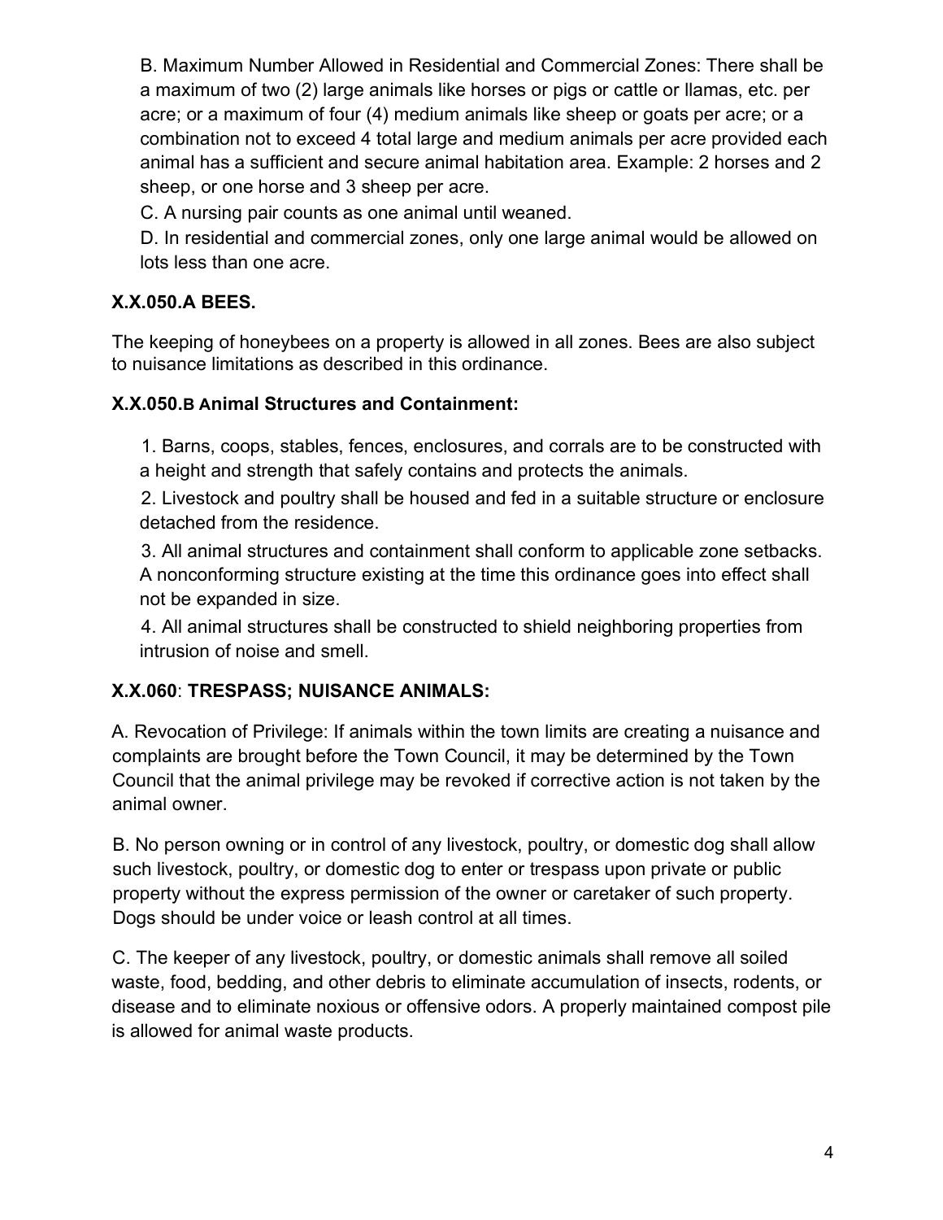B. Maximum Number Allowed in Residential and Commercial Zones: There shall be a maximum of two (2) large animals like horses or pigs or cattle or llamas, etc. per acre; or a maximum of four (4) medium animals like sheep or goats per acre; or a combination not to exceed 4 total large and medium animals per acre provided each animal has a sufficient and secure animal habitation area. Example: 2 horses and 2 sheep, or one horse and 3 sheep per acre.

C. A nursing pair counts as one animal until weaned.

D. In residential and commercial zones, only one large animal would be allowed on lots less than one acre.

### X.X.050.A BEES.

The keeping of honeybees on a property is allowed in all zones. Bees are also subject to nuisance limitations as described in this ordinance.

### X.X.050.B Animal Structures and Containment:

1. Barns, coops, stables, fences, enclosures, and corrals are to be constructed with a height and strength that safely contains and protects the animals.
2. Livestock and poultry shall be housed and fed in a suitable structure or enclosure detached from the residence.
3. All animal structures and containment shall conform to applicable zone setbacks. A nonconforming structure existing at the time this ordinance goes into effect shall not be expanded in size.
4. All animal structures shall be constructed to shield neighboring properties from intrusion of noise and smell.

### X.X.060: TRESPASS; NUISANCE ANIMALS:

A. Revocation of Privilege: If animals within the town limits are creating a nuisance and complaints are brought before the Town Council, it may be determined by the Town Council that the animal privilege may be revoked if corrective action is not taken by the animal owner.

B. No person owning or in control of any livestock, poultry, or domestic dog shall allow such livestock, poultry, or domestic dog to enter or trespass upon private or public property without the express permission of the owner or caretaker of such property. Dogs should be under voice or leash control at all times.

C. The keeper of any livestock, poultry, or domestic animals shall remove all soiled waste, food, bedding, and other debris to eliminate accumulation of insects, rodents, or disease and to eliminate noxious or offensive odors. A properly maintained compost pile is allowed for animal waste products.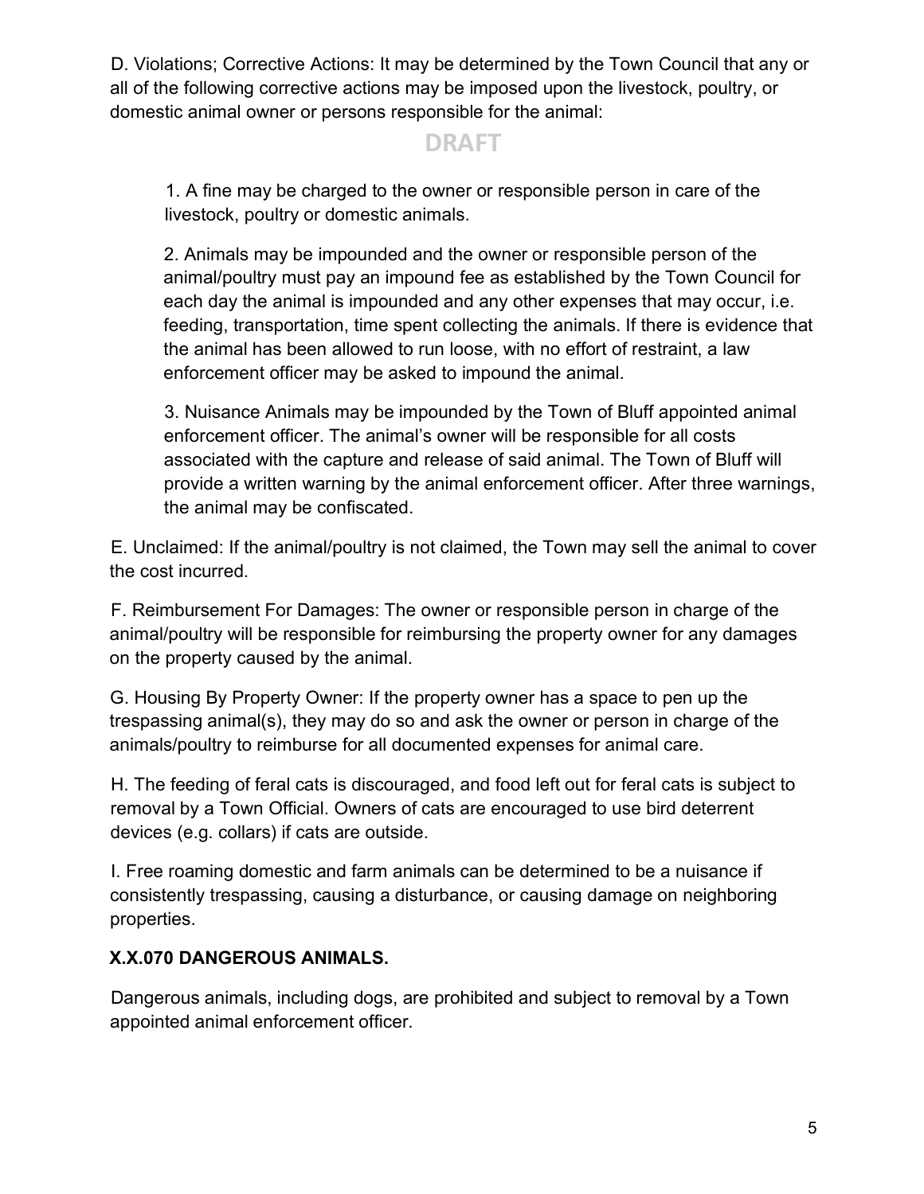D. Violations; Corrective Actions: It may be determined by the Town Council that any or all of the following corrective actions may be imposed upon the livestock, poultry, or domestic animal owner or persons responsible for the animal:

DRAFT

1. A fine may be charged to the owner or responsible person in care of the livestock, poultry or domestic animals.

2. Animals may be impounded and the owner or responsible person of the animal/poultry must pay an impound fee as established by the Town Council for each day the animal is impounded and any other expenses that may occur, i.e. feeding, transportation, time spent collecting the animals. If there is evidence that the animal has been allowed to run loose, with no effort of restraint, a law enforcement officer may be asked to impound the animal.

3. Nuisance Animals may be impounded by the Town of Bluff appointed animal enforcement officer. The animal's owner will be responsible for all costs associated with the capture and release of said animal. The Town of Bluff will provide a written warning by the animal enforcement officer. After three warnings, the animal may be confiscated.

E. Unclaimed: If the animal/poultry is not claimed, the Town may sell the animal to cover the cost incurred.

F. Reimbursement For Damages: The owner or responsible person in charge of the animal/poultry will be responsible for reimbursing the property owner for any damages on the property caused by the animal.

G. Housing By Property Owner: If the property owner has a space to pen up the trespassing animal(s), they may do so and ask the owner or person in charge of the animals/poultry to reimburse for all documented expenses for animal care.

H. The feeding of feral cats is discouraged, and food left out for feral cats is subject to removal by a Town Official. Owners of cats are encouraged to use bird deterrent devices (e.g. collars) if cats are outside.

I. Free roaming domestic and farm animals can be determined to be a nuisance if consistently trespassing, causing a disturbance, or causing damage on neighboring properties.

**X.X.070 DANGEROUS ANIMALS.**

Dangerous animals, including dogs, are prohibited and subject to removal by a Town appointed animal enforcement officer.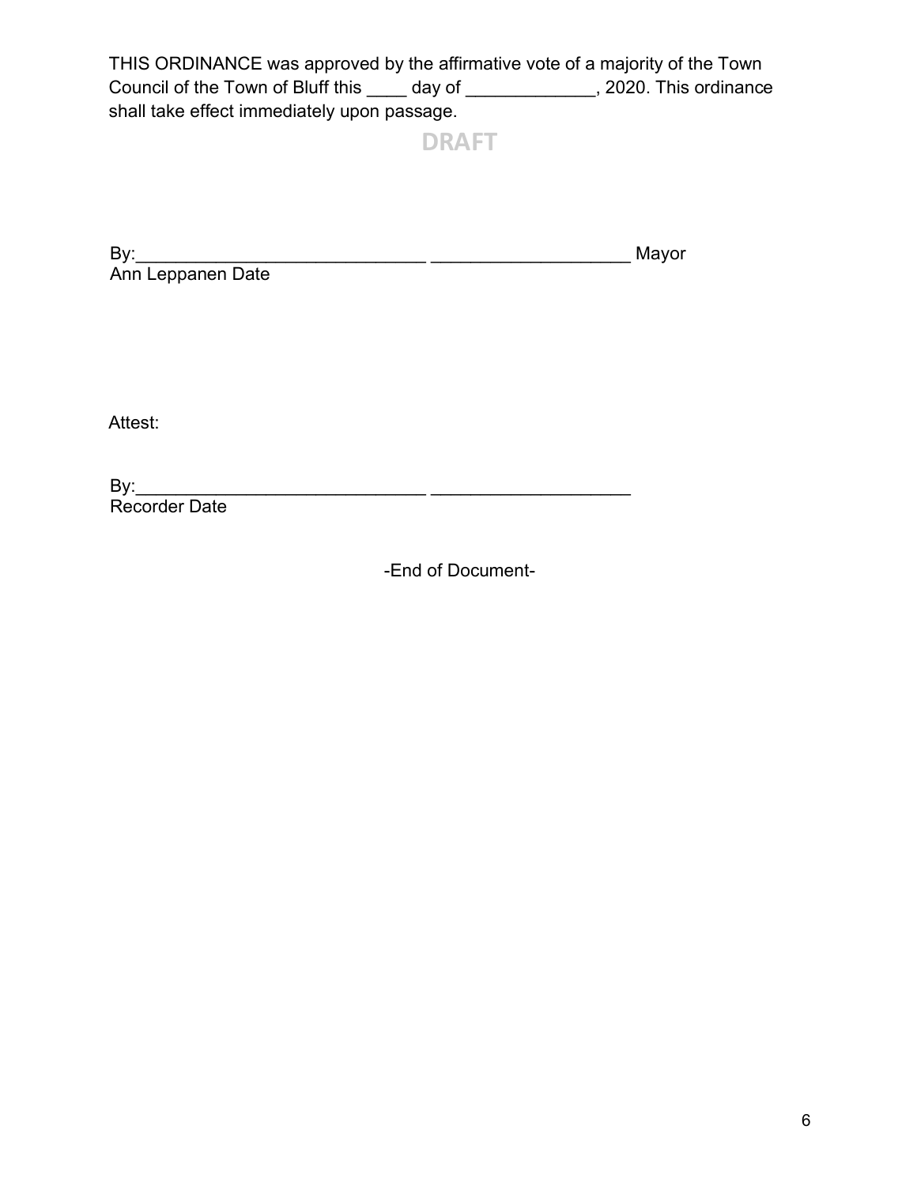THIS ORDINANCE was approved by the affirmative vote of a majority of the Town Council of the Town of Bluff this ____ day of _____________, 2020. This ordinance shall take effect immediately upon passage.

**DRAFT**

By:_____________________________ ____________________ Mayor
Ann Leppanen Date

Attest:

By:_____________________________ ____________________
Recorder Date

-End of Document-